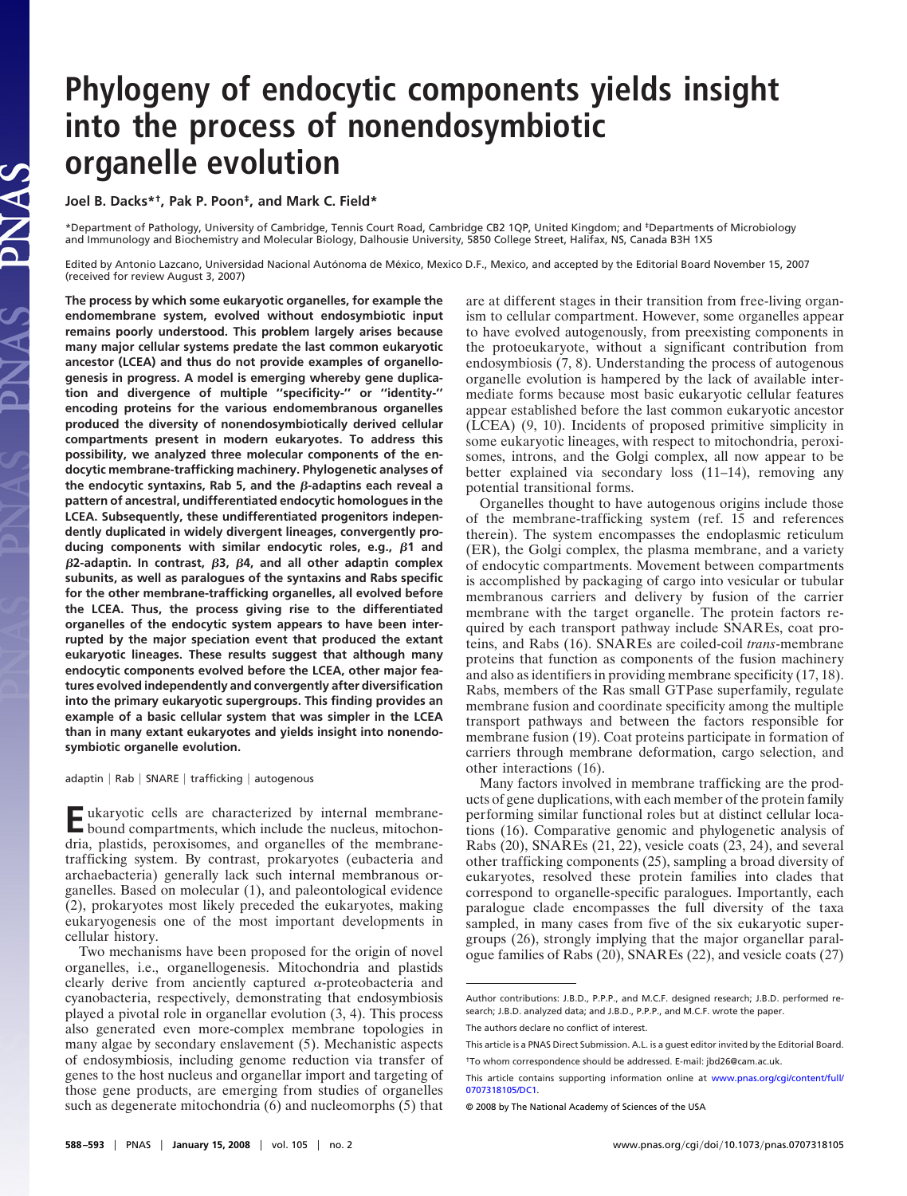# Phylogeny of endocytic components yields insight into the process of nonendosymbiotic organelle evolution

**Joel B. Dacks*†, Pak P. Poon‡, and Mark C. Field***

*Department of Pathology, University of Cambridge, Tennis Court Road, Cambridge CB2 1QP, United Kingdom; and ‡Departments of Microbiology and Immunology and Biochemistry and Molecular Biology, Dalhousie University, 5850 College Street, Halifax, NS, Canada B3H 1X5

Edited by Antonio Lazcano, Universidad Nacional Autónoma de México, Mexico D.F., Mexico, and accepted by the Editorial Board November 15, 2007 (received for review August 3, 2007)

**The process by which some eukaryotic organelles, for example the endomembrane system, evolved without endosymbiotic input remains poorly understood. This problem largely arises because many major cellular systems predate the last common eukaryotic ancestor (LCEA) and thus do not provide examples of organellogenesis in progress. A model is emerging whereby gene duplication and divergence of multiple "specificity-" or "identity-" encoding proteins for the various endomembranous organelles produced the diversity of nonendosymbiotically derived cellular compartments present in modern eukaryotes. To address this possibility, we analyzed three molecular components of the endocytic membrane-trafficking machinery. Phylogenetic analyses of the endocytic syntaxins, Rab 5, and the β-adaptins each reveal a pattern of ancestral, undifferentiated endocytic homologues in the LCEA. Subsequently, these undifferentiated progenitors independently duplicated in widely divergent lineages, convergently producing components with similar endocytic roles, e.g., β1 and β2-adaptin. In contrast, β3, β4, and all other adaptin complex subunits, as well as paralogues of the syntaxins and Rabs specific for the other membrane-trafficking organelles, all evolved before the LCEA. Thus, the process giving rise to the differentiated organelles of the endocytic system appears to have been interrupted by the major speciation event that produced the extant eukaryotic lineages. These results suggest that although many endocytic components evolved before the LCEA, other major features evolved independently and convergently after diversification into the primary eukaryotic supergroups. This finding provides an example of a basic cellular system that was simpler in the LCEA than in many extant eukaryotes and yields insight into nonendosymbiotic organelle evolution.**

adaptin | Rab | SNARE | trafficking | autogenous

Eukaryotic cells are characterized by internal membrane-bound compartments, which include the nucleus, mitochondria, plastids, peroxisomes, and organelles of the membrane-trafficking system. By contrast, prokaryotes (eubacteria and archaebacteria) generally lack such internal membranous organelles. Based on molecular (1), and paleontological evidence (2), prokaryotes most likely preceded the eukaryotes, making eukaryogenesis one of the most important developments in cellular history.

Two mechanisms have been proposed for the origin of novel organelles, i.e., organellogenesis. Mitochondria and plastids clearly derive from anciently captured α-proteobacteria and cyanobacteria, respectively, demonstrating that endosymbiosis played a pivotal role in organellar evolution (3, 4). This process also generated even more-complex membrane topologies in many algae by secondary enslavement (5). Mechanistic aspects of endosymbiosis, including genome reduction via transfer of genes to the host nucleus and organellar import and targeting of those gene products, are emerging from studies of organelles such as degenerate mitochondria (6) and nucleomorphs (5) that are at different stages in their transition from free-living organism to cellular compartment. However, some organelles appear to have evolved autogenously, from preexisting components in the protoeukaryote, without a significant contribution from endosymbiosis (7, 8). Understanding the process of autogenous organelle evolution is hampered by the lack of available intermediate forms because most basic eukaryotic cellular features appear established before the last common eukaryotic ancestor (LCEA) (9, 10). Incidents of proposed primitive simplicity in some eukaryotic lineages, with respect to mitochondria, peroxisomes, introns, and the Golgi complex, all now appear to be better explained via secondary loss (11–14), removing any potential transitional forms.

Organelles thought to have autogenous origins include those of the membrane-trafficking system (ref. 15 and references therein). The system encompasses the endoplasmic reticulum (ER), the Golgi complex, the plasma membrane, and a variety of endocytic compartments. Movement between compartments is accomplished by packaging of cargo into vesicular or tubular membranous carriers and delivery by fusion of the carrier membrane with the target organelle. The protein factors required by each transport pathway include SNAREs, coat proteins, and Rabs (16). SNAREs are coiled-coil *trans*-membrane proteins that function as components of the fusion machinery and also as identifiers in providing membrane specificity (17, 18). Rabs, members of the Ras small GTPase superfamily, regulate membrane fusion and coordinate specificity among the multiple transport pathways and between the factors responsible for membrane fusion (19). Coat proteins participate in formation of carriers through membrane deformation, cargo selection, and other interactions (16).

Many factors involved in membrane trafficking are the products of gene duplications, with each member of the protein family performing similar functional roles but at distinct cellular locations (16). Comparative genomic and phylogenetic analysis of Rabs (20), SNAREs (21, 22), vesicle coats (23, 24), and several other trafficking components (25), sampling a broad diversity of eukaryotes, resolved these protein families into clades that correspond to organelle-specific paralogues. Importantly, each paralogue clade encompasses the full diversity of the taxa sampled, in many cases from five of the six eukaryotic supergroups (26), strongly implying that the major organellar paralogue families of Rabs (20), SNAREs (22), and vesicle coats (27)

Author contributions: J.B.D., P.P.P., and M.C.F. designed research; J.B.D. performed research; J.B.D. analyzed data; and J.B.D., P.P.P., and M.C.F. wrote the paper.

The authors declare no conflict of interest.

This article is a PNAS Direct Submission. A.L. is a guest editor invited by the Editorial Board.

†To whom correspondence should be addressed. E-mail: jbd26@cam.ac.uk.

This article contains supporting information online at www.pnas.org/cgi/content/full/0707318105/DC1.

© 2008 by The National Academy of Sciences of the USA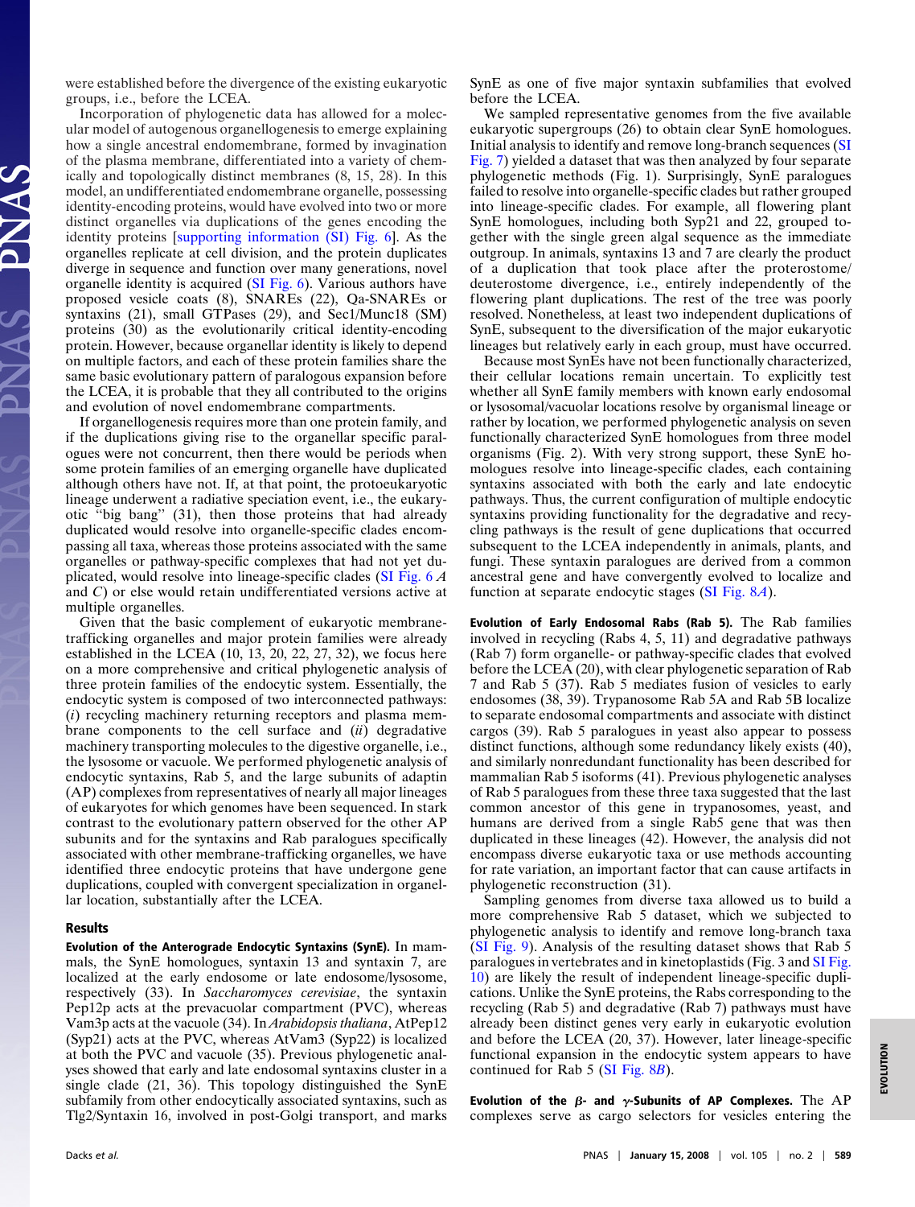were established before the divergence of the existing eukaryotic groups, i.e., before the LCEA.

Incorporation of phylogenetic data has allowed for a molecular model of autogenous organellogenesis to emerge explaining how a single ancestral endomembrane, formed by invagination of the plasma membrane, differentiated into a variety of chemically and topologically distinct membranes (8, 15, 28). In this model, an undifferentiated endomembrane organelle, possessing identity-encoding proteins, would have evolved into two or more distinct organelles via duplications of the genes encoding the identity proteins [supporting information (SI) Fig. 6]. As the organelles replicate at cell division, and the protein duplicates diverge in sequence and function over many generations, novel organelle identity is acquired (SI Fig. 6). Various authors have proposed vesicle coats (8), SNAREs (22), Qa-SNAREs or syntaxins (21), small GTPases (29), and Sec1/Munc18 (SM) proteins (30) as the evolutionarily critical identity-encoding protein. However, because organellar identity is likely to depend on multiple factors, and each of these protein families share the same basic evolutionary pattern of paralogous expansion before the LCEA, it is probable that they all contributed to the origins and evolution of novel endomembrane compartments.

If organellogenesis requires more than one protein family, and if the duplications giving rise to the organellar specific paralogues were not concurrent, then there would be periods when some protein families of an emerging organelle have duplicated although others have not. If, at that point, the protoeukaryotic lineage underwent a radiative speciation event, i.e., the eukaryotic "big bang" (31), then those proteins that had already duplicated would resolve into organelle-specific clades encompassing all taxa, whereas those proteins associated with the same organelles or pathway-specific complexes that had not yet duplicated, would resolve into lineage-specific clades (SI Fig. 6 *A* and *C*) or else would retain undifferentiated versions active at multiple organelles.

Given that the basic complement of eukaryotic membrane-trafficking organelles and major protein families were already established in the LCEA (10, 13, 20, 22, 27, 32), we focus here on a more comprehensive and critical phylogenetic analysis of three protein families of the endocytic system. Essentially, the endocytic system is composed of two interconnected pathways: (*i*) recycling machinery returning receptors and plasma membrane components to the cell surface and (*ii*) degradative machinery transporting molecules to the digestive organelle, i.e., the lysosome or vacuole. We performed phylogenetic analysis of endocytic syntaxins, Rab 5, and the large subunits of adaptin (AP) complexes from representatives of nearly all major lineages of eukaryotes for which genomes have been sequenced. In stark contrast to the evolutionary pattern observed for the other AP subunits and for the syntaxins and Rab paralogues specifically associated with other membrane-trafficking organelles, we have identified three endocytic proteins that have undergone gene duplications, coupled with convergent specialization in organellar location, substantially after the LCEA.

## Results

**Evolution of the Anterograde Endocytic Syntaxins (SynE).** In mammals, the SynE homologues, syntaxin 13 and syntaxin 7, are localized at the early endosome or late endosome/lysosome, respectively (33). In *Saccharomyces cerevisiae*, the syntaxin Pep12p acts at the prevacuolar compartment (PVC), whereas Vam3p acts at the vacuole (34). In *Arabidopsis thaliana*, AtPep12 (Syp21) acts at the PVC, whereas AtVam3 (Syp22) is localized at both the PVC and vacuole (35). Previous phylogenetic analyses showed that early and late endosomal syntaxins cluster in a single clade (21, 36). This topology distinguished the SynE subfamily from other endocytically associated syntaxins, such as Tlg2/Syntaxin 16, involved in post-Golgi transport, and marks SynE as one of five major syntaxin subfamilies that evolved before the LCEA.

We sampled representative genomes from the five available eukaryotic supergroups (26) to obtain clear SynE homologues. Initial analysis to identify and remove long-branch sequences (SI Fig. 7) yielded a dataset that was then analyzed by four separate phylogenetic methods (Fig. 1). Surprisingly, SynE paralogues failed to resolve into organelle-specific clades but rather grouped into lineage-specific clades. For example, all flowering plant SynE homologues, including both Syp21 and 22, grouped together with the single green algal sequence as the immediate outgroup. In animals, syntaxins 13 and 7 are clearly the product of a duplication that took place after the proterostome/deuterostome divergence, i.e., entirely independently of the flowering plant duplications. The rest of the tree was poorly resolved. Nonetheless, at least two independent duplications of SynE, subsequent to the diversification of the major eukaryotic lineages but relatively early in each group, must have occurred.

Because most SynEs have not been functionally characterized, their cellular locations remain uncertain. To explicitly test whether all SynE family members with known early endosomal or lysosomal/vacuolar locations resolve by organismal lineage or rather by location, we performed phylogenetic analysis on seven functionally characterized SynE homologues from three model organisms (Fig. 2). With very strong support, these SynE homologues resolve into lineage-specific clades, each containing syntaxins associated with both the early and late endocytic pathways. Thus, the current configuration of multiple endocytic syntaxins providing functionality for the degradative and recycling pathways is the result of gene duplications that occurred subsequent to the LCEA independently in animals, plants, and fungi. These syntaxin paralogues are derived from a common ancestral gene and have convergently evolved to localize and function at separate endocytic stages (SI Fig. 8*A*).

**Evolution of Early Endosomal Rabs (Rab 5).** The Rab families involved in recycling (Rabs 4, 5, 11) and degradative pathways (Rab 7) form organelle- or pathway-specific clades that evolved before the LCEA (20), with clear phylogenetic separation of Rab 7 and Rab 5 (37). Rab 5 mediates fusion of vesicles to early endosomes (38, 39). Trypanosome Rab 5A and Rab 5B localize to separate endosomal compartments and associate with distinct cargos (39). Rab 5 paralogues in yeast also appear to possess distinct functions, although some redundancy likely exists (40), and similarly nonredundant functionality has been described for mammalian Rab 5 isoforms (41). Previous phylogenetic analyses of Rab 5 paralogues from these three taxa suggested that the last common ancestor of this gene in trypanosomes, yeast, and humans are derived from a single Rab5 gene that was then duplicated in these lineages (42). However, the analysis did not encompass diverse eukaryotic taxa or use methods accounting for rate variation, an important factor that can cause artifacts in phylogenetic reconstruction (31).

Sampling genomes from diverse taxa allowed us to build a more comprehensive Rab 5 dataset, which we subjected to phylogenetic analysis to identify and remove long-branch taxa (SI Fig. 9). Analysis of the resulting dataset shows that Rab 5 paralogues in vertebrates and in kinetoplastids (Fig. 3 and SI Fig. 10) are likely the result of independent lineage-specific duplications. Unlike the SynE proteins, the Rabs corresponding to the recycling (Rab 5) and degradative (Rab 7) pathways must have already been distinct genes very early in eukaryotic evolution and before the LCEA (20, 37). However, later lineage-specific functional expansion in the endocytic system appears to have continued for Rab 5 (SI Fig. 8*B*).

**Evolution of the $\beta$- and $\gamma$-Subunits of AP Complexes.** The AP complexes serve as cargo selectors for vesicles entering the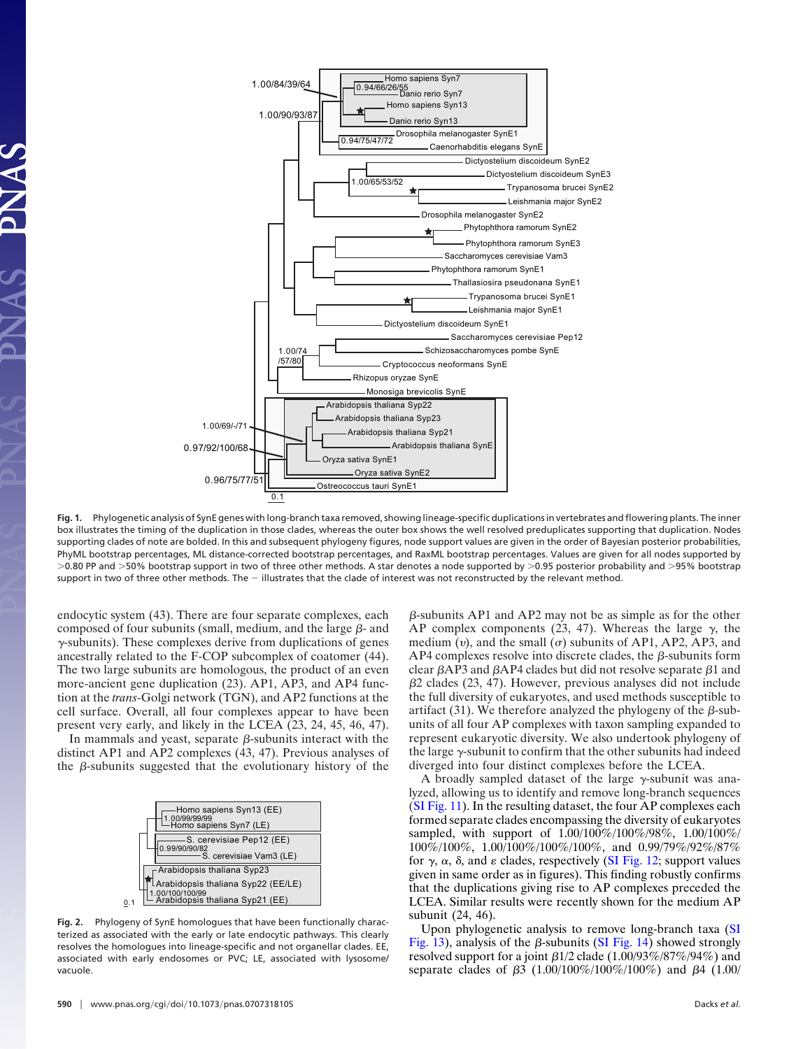**Fig. 1.** Phylogenetic analysis of SynE genes with long-branch taxa removed, showing lineage-specific duplications in vertebrates and flowering plants. The inner box illustrates the timing of the duplication in those clades, whereas the outer box shows the well resolved preduplicates supporting that duplication. Nodes supporting clades of note are bolded. In this and subsequent phylogeny figures, node support values are given in the order of Bayesian posterior probabilities, PhyML bootstrap percentages, ML distance-corrected bootstrap percentages, and RaxML bootstrap percentages. Values are given for all nodes supported by >0.80 PP and >50% bootstrap support in two of three other methods. A star denotes a node supported by >0.95 posterior probability and >95% bootstrap support in two of three other methods. The − illustrates that the clade of interest was not reconstructed by the relevant method.

endocytic system (43). There are four separate complexes, each composed of four subunits (small, medium, and the large $\beta$- and $\gamma$-subunits). These complexes derive from duplications of genes ancestrally related to the F-COP subcomplex of coatomer (44). The two large subunits are homologous, the product of an even more-ancient gene duplication (23). AP1, AP3, and AP4 function at the *trans*-Golgi network (TGN), and AP2 functions at the cell surface. Overall, all four complexes appear to have been present very early, and likely in the LCEA (23, 24, 45, 46, 47).

In mammals and yeast, separate $\beta$-subunits interact with the distinct AP1 and AP2 complexes (43, 47). Previous analyses of the $\beta$-subunits suggested that the evolutionary history of the $\beta$-subunits AP1 and AP2 may not be as simple as for the other AP complex components (23, 47). Whereas the large $\gamma$, the medium ($\upsilon$), and the small ($\sigma$) subunits of AP1, AP2, AP3, and AP4 complexes resolve into discrete clades, the $\beta$-subunits form clear $\beta$AP3 and $\beta$AP4 clades but did not resolve separate $\beta$1 and $\beta$2 clades (23, 47). However, previous analyses did not include the full diversity of eukaryotes, and used methods susceptible to artifact (31). We therefore analyzed the phylogeny of the $\beta$-subunits of all four AP complexes with taxon sampling expanded to represent eukaryotic diversity. We also undertook phylogeny of the large $\gamma$-subunit to confirm that the other subunits had indeed diverged into four distinct complexes before the LCEA.

A broadly sampled dataset of the large $\gamma$-subunit was analyzed, allowing us to identify and remove long-branch sequences (SI Fig. 11). In the resulting dataset, the four AP complexes each formed separate clades encompassing the diversity of eukaryotes sampled, with support of 1.00/100%/100%/98%, 1.00/100%/100%/100%, 1.00/100%/100%/100%, and 0.99/79%/92%/87% for $\gamma$, $\alpha$, $\delta$, and $\varepsilon$ clades, respectively (SI Fig. 12; support values given in same order as in figures). This finding robustly confirms that the duplications giving rise to AP complexes preceded the LCEA. Similar results were recently shown for the medium AP subunit (24, 46).

Upon phylogenetic analysis to remove long-branch taxa (SI Fig. 13), analysis of the $\beta$-subunits (SI Fig. 14) showed strongly resolved support for a joint $\beta$1/2 clade (1.00/93%/87%/94%) and separate clades of $\beta$3 (1.00/100%/100%/100%) and $\beta$4 (1.00/

**Fig. 2.** Phylogeny of SynE homologues that have been functionally characterized as associated with the early or late endocytic pathways. This clearly resolves the homologues into lineage-specific and not organellar clades. EE, associated with early endosomes or PVC; LE, associated with lysosome/vacuole.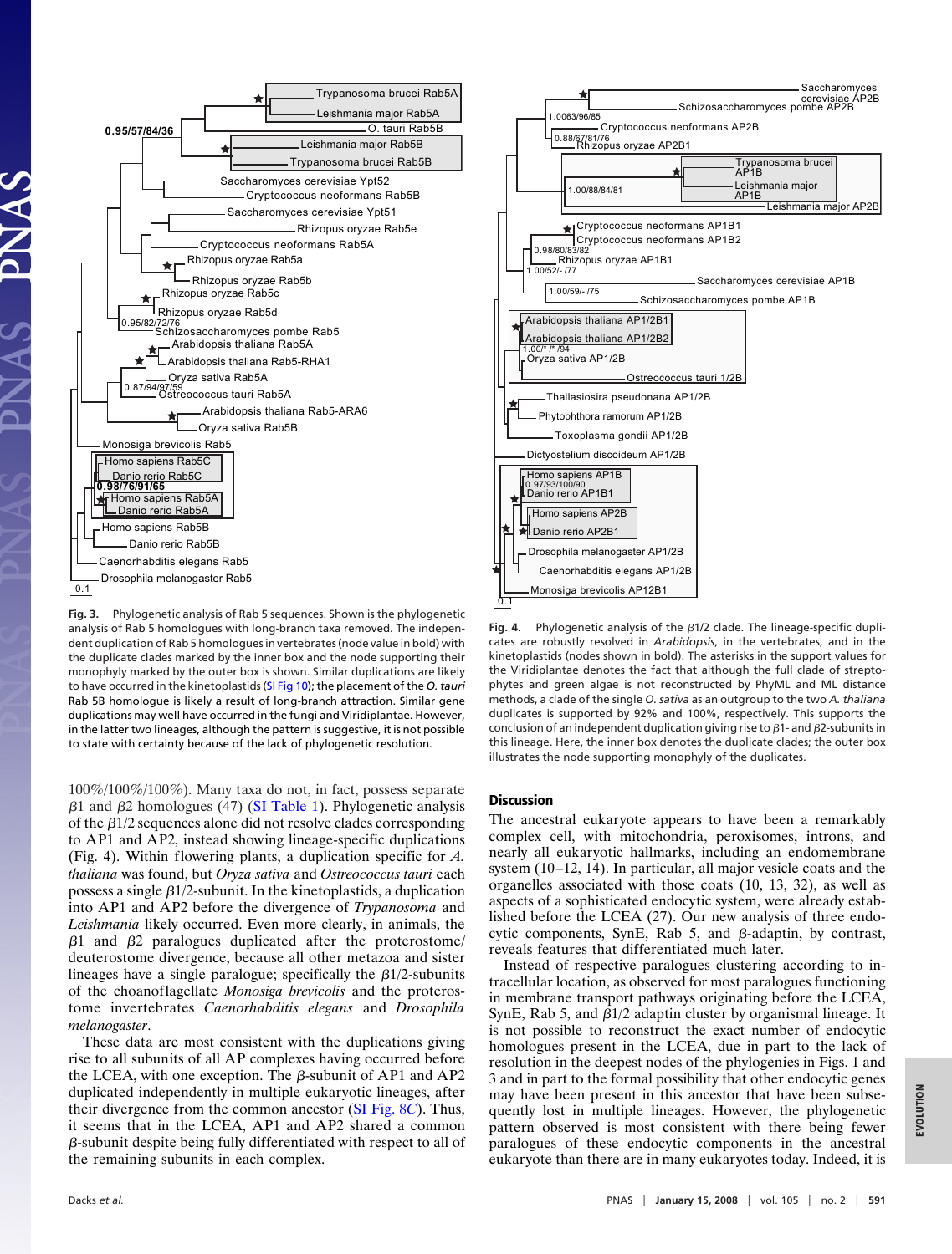**Fig. 3.** Phylogenetic analysis of Rab 5 sequences. Shown is the phylogenetic analysis of Rab 5 homologues with long-branch taxa removed. The independent duplication of Rab 5 homologues in vertebrates (node value in bold) with the duplicate clades marked by the inner box and the node supporting their monophyly marked by the outer box is shown. Similar duplications are likely to have occurred in the kinetoplastids (SI Fig 10); the placement of the *O. tauri* Rab 5B homologue is likely a result of long-branch attraction. Similar gene duplications may well have occurred in the fungi and Viridiplantae. However, in the latter two lineages, although the pattern is suggestive, it is not possible to state with certainty because of the lack of phylogenetic resolution.

**Fig. 4.** Phylogenetic analysis of the β1/2 clade. The lineage-specific duplicates are robustly resolved in *Arabidopsis*, in the vertebrates, and in the kinetoplastids (nodes shown in bold). The asterisks in the support values for the Viridiplantae denotes the fact that although the full clade of streptophytes and green algae is not reconstructed by PhyML and ML distance methods, a clade of the single *O. sativa* as an outgroup to the two *A. thaliana* duplicates is supported by 92% and 100%, respectively. This supports the conclusion of an independent duplication giving rise to β1- and β2-subunits in this lineage. Here, the inner box denotes the duplicate clades; the outer box illustrates the node supporting monophyly of the duplicates.

100%/100%/100%). Many taxa do not, in fact, possess separate β1 and β2 homologues (47) (SI Table 1). Phylogenetic analysis of the β1/2 sequences alone did not resolve clades corresponding to AP1 and AP2, instead showing lineage-specific duplications (Fig. 4). Within flowering plants, a duplication specific for *A. thaliana* was found, but *Oryza sativa* and *Ostreococcus tauri* each possess a single β1/2-subunit. In the kinetoplastids, a duplication into AP1 and AP2 before the divergence of *Trypanosoma* and *Leishmania* likely occurred. Even more clearly, in animals, the β1 and β2 paralogues duplicated after the protorostome/deuterostome divergence, because all other metazoa and sister lineages have a single paralogue; specifically the β1/2-subunits of the choanoflagellate *Monosiga brevicolis* and the proterostome invertebrates *Caenorhabditis elegans* and *Drosophila melanogaster*.

These data are most consistent with the duplications giving rise to all subunits of all AP complexes having occurred before the LCEA, with one exception. The β-subunit of AP1 and AP2 duplicated independently in multiple eukaryotic lineages, after their divergence from the common ancestor (SI Fig. 8*C*). Thus, it seems that in the LCEA, AP1 and AP2 shared a common β-subunit despite being fully differentiated with respect to all of the remaining subunits in each complex.

## Discussion

The ancestral eukaryote appears to have been a remarkably complex cell, with mitochondria, peroxisomes, introns, and nearly all eukaryotic hallmarks, including an endomembrane system (10–12, 14). In particular, all major vesicle coats and the organelles associated with those coats (10, 13, 32), as well as aspects of a sophisticated endocytic system, were already established before the LCEA (27). Our new analysis of three endocytic components, SynE, Rab 5, and β-adaptin, by contrast, reveals features that differentiated much later.

Instead of respective paralogues clustering according to intracellular location, as observed for most paralogues functioning in membrane transport pathways originating before the LCEA, SynE, Rab 5, and β1/2 adaptin cluster by organismal lineage. It is not possible to reconstruct the exact number of endocytic homologues present in the LCEA, due in part to the lack of resolution in the deepest nodes of the phylogenies in Figs. 1 and 3 and in part to the formal possibility that other endocytic genes may have been present in this ancestor that have been subsequently lost in multiple lineages. However, the phylogenetic pattern observed is most consistent with there being fewer paralogues of these endocytic components in the ancestral eukaryote than there are in many eukaryotes today. Indeed, it is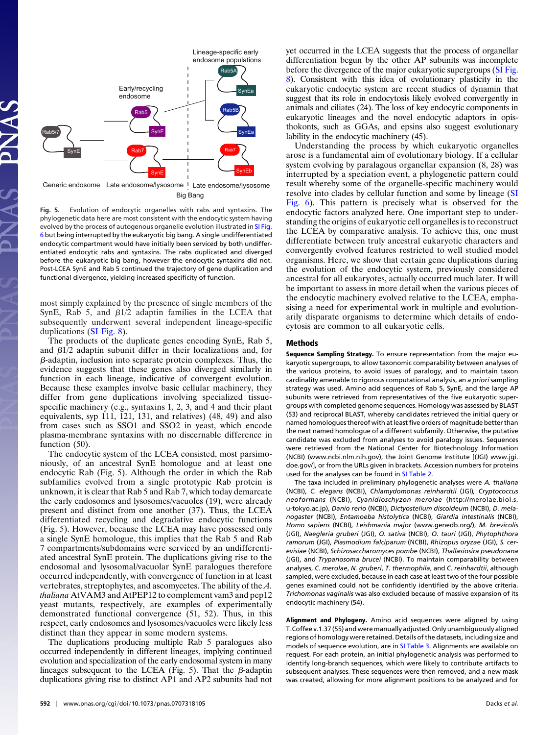Lineage-specific early endosome populations

Early/recycling endosome

Rab5A

SynEa

Rab5B

SynEa

Rab5

SynE

Rab5/7

SynE

Rab7

SynE

Rab7

SynEb

Generic endosome

Late endosome/lysosome

Late endosome/lysosome

Big Bang

**Fig. 5.** Evolution of endocytic organelles with rabs and syntaxins. The phylogenetic data here are most consistent with the endocytic system having evolved by the process of autogenous organelle evolution illustrated in SI Fig. 6 but being interrupted by the eukaryotic big bang. A single undifferentiated endocytic compartment would have initially been serviced by both undifferentiated endocytic rabs and syntaxins. The rabs duplicated and diverged before the eukaryotic big bang, however the endocytic syntaxins did not. Post-LCEA SynE and Rab 5 continued the trajectory of gene duplication and functional divergence, yielding increased specificity of function.

most simply explained by the presence of single members of the SynE, Rab 5, and $\beta$1/2 adaptin families in the LCEA that subsequently underwent several independent lineage-specific duplications (SI Fig. 8).

The products of the duplicate genes encoding SynE, Rab 5, and $\beta$1/2 adaptin subunit differ in their localizations and, for $\beta$-adaptin, inclusion into separate protein complexes. Thus, the evidence suggests that these genes also diverged similarly in function in each lineage, indicative of convergent evolution. Because these examples involve basic cellular machinery, they differ from gene duplications involving specialized tissue-specific machinery (e.g., syntaxins 1, 2, 3, and 4 and their plant equivalents, syp 111, 121, 131, and relatives) (48, 49) and also from cases such as SSO1 and SSO2 in yeast, which encode plasma-membrane syntaxins with no discernable difference in function (50).

The endocytic system of the LCEA consisted, most parsimoniously, of an ancestral SynE homologue and at least one endocytic Rab (Fig. 5). Although the order in which the Rab subfamilies evolved from a single prototypic Rab protein is unknown, it is clear that Rab 5 and Rab 7, which today demarcate the early endosomes and lysosomes/vacuoles (19), were already present and distinct from one another (37). Thus, the LCEA differentiated recycling and degradative endocytic functions (Fig. 5). However, because the LCEA may have possessed only a single SynE homologue, this implies that the Rab 5 and Rab 7 compartments/subdomains were serviced by an undifferentiated ancestral SynE protein. The duplications giving rise to the endosomal and lysosomal/vacuolar SynE paralogues therefore occurred independently, with convergence of function in at least vertebrates, streptophytes, and ascomycetes. The ability of the *A. thaliana* AtVAM3 and AtPEP12 to complement vam3 and pep12 yeast mutants, respectively, are examples of experimentally demonstrated functional convergence (51, 52). Thus, in this respect, early endosomes and lysosomes/vacuoles were likely less distinct than they appear in some modern systems.

The duplications producing multiple Rab 5 paralogues also occurred independently in different lineages, implying continued evolution and specialization of the early endosomal system in many lineages subsequent to the LCEA (Fig. 5). That the $\beta$-adaptin duplications giving rise to distinct AP1 and AP2 subunits had not yet occurred in the LCEA suggests that the process of organellar differentiation begun by the other AP subunits was incomplete before the divergence of the major eukaryotic supergroups (SI Fig. 8). Consistent with this idea of evolutionary plasticity in the eukaryotic endocytic system are recent studies of dynamin that suggest that its role in endocytosis likely evolved convergently in animals and ciliates (24). The loss of key endocytic components in eukaryotic lineages and the novel endocytic adaptors in opisthokonts, such as GGAs, and epsins also suggest evolutionary lability in the endocytic machinery (45).

Understanding the process by which eukaryotic organelles arose is a fundamental aim of evolutionary biology. If a cellular system evolving by paralagous organellar expansion (8, 28) was interrupted by a speciation event, a phylogenetic pattern could result whereby some of the organelle-specific machinery would resolve into clades by cellular function and some by lineage (SI Fig. 6). This pattern is precisely what is observed for the endocytic factors analyzed here. One important step to understanding the origins of eukaryotic cell organelles is to reconstruct the LCEA by comparative analysis. To achieve this, one must differentiate between truly ancestral eukaryotic characters and convergently evolved features restricted to well studied model organisms. Here, we show that certain gene duplications during the evolution of the endocytic system, previously considered ancestral for all eukaryotes, actually occurred much later. It will be important to assess in more detail when the various pieces of the endocytic machinery evolved relative to the LCEA, emphasising a need for experimental work in multiple and evolutionarily disparate organisms to determine which details of endocytosis are common to all eukaryotic cells.

## Methods

**Sequence Sampling Strategy.** To ensure representation from the major eukaryotic supergroups, to allow taxonomic comparability between analyses of the various proteins, to avoid issues of paralogy, and to maintain taxon cardinality amenable to rigorous computational analysis, an *a priori* sampling strategy was used. Amino acid sequences of Rab 5, SynE, and the large AP subunits were retrieved from representatives of the five eukaryotic supergroups with completed genome sequences. Homology was assessed by BLAST (53) and reciprocal BLAST, whereby candidates retrieved the initial query or named homologues thereof with at least five orders of magnitude better than the next named homologue of a different subfamily. Otherwise, the putative candidate was excluded from analyses to avoid paralogy issues. Sequences were retrieved from the National Center for Biotechnology Information (NCBI) (www.ncbi.nlm.nih.gov), the Joint Genome Institute [(JGI) www.jgi.doe.gov/], or from the URLs given in brackets. Accession numbers for proteins used for the analyses can be found in SI Table 2.

The taxa included in preliminary phylogenetic analyses were *A. thaliana* (NCBI), *C. elegans* (NCBI), *Chlamydomonas reinhardtii* (JGI), *Cryptococcus neoformans* (NCBI), *Cyanidioschyzon merolae* (http://merolae.biol.s.u-tokyo.ac.jp), *Danio rerio* (NCBI), *Dictyostelium discoideum* (NCBI), *D. melanogaster* (NCBI), *Entamoeba histolytica* (NCBI), *Giardia intestinalis* (NCBI), *Homo sapiens* (NCBI), *Leishmania major* (www.genedb.org/), *M. brevicolis* (JGI), *Naegleria gruberi* (JGI), *O. sativa* (NCBI), *O. tauri* (JGI), *Phytophthora ramorum* (JGI), *Plasmodium falciparum* (NCBI), *Rhizopus oryzae* (JGI), *S. cerevisiae* (NCBI), *Schizosaccharomyces pombe* (NCBI), *Thallasiosira pseudonana* (JGI), and *Trypanosoma brucei* (NCBI). To maintain comparability between analyses, *C. merolae*, *N. gruberi*, *T. thermophila*, and *C. reinhardtii*, although sampled, were excluded, because in each case at least two of the four possible genes examined could not be confidently identified by the above criteria. *Trichomonas vaginalis* was also excluded because of massive expansion of its endocytic machinery (54).

**Alignment and Phylogeny.** Amino acid sequences were aligned by using T_Coffee v.1.37 (55) and were manually adjusted. Only unambiguously aligned regions of homology were retained. Details of the datasets, including size and models of sequence evolution, are in SI Table 3. Alignments are available on request. For each protein, an initial phylogenetic analysis was performed to identify long-branch sequences, which were likely to contribute artifacts to subsequent analyses. These sequences were then removed, and a new mask was created, allowing for more alignment positions to be analyzed and for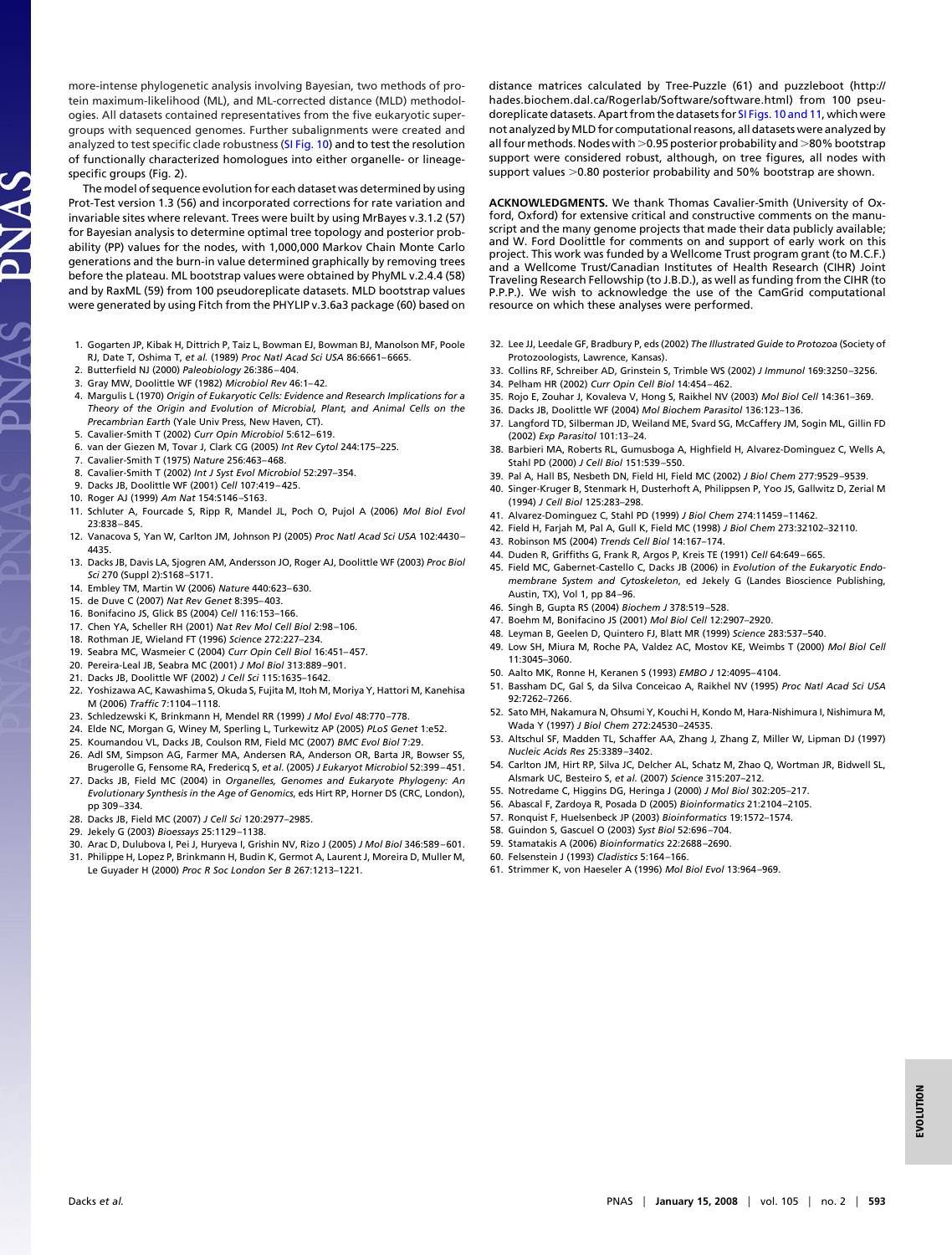more-intense phylogenetic analysis involving Bayesian, two methods of protein maximum-likelihood (ML), and ML-corrected distance (MLD) methodologies. All datasets contained representatives from the five eukaryotic supergroups with sequenced genomes. Further subalignments were created and analyzed to test specific clade robustness (SI Fig. 10) and to test the resolution of functionally characterized homologues into either organelle- or lineage-specific groups (Fig. 2).

The model of sequence evolution for each dataset was determined by using Prot-Test version 1.3 (56) and incorporated corrections for rate variation and invariable sites where relevant. Trees were built by using MrBayes v.3.1.2 (57) for Bayesian analysis to determine optimal tree topology and posterior probability (PP) values for the nodes, with 1,000,000 Markov Chain Monte Carlo generations and the burn-in value determined graphically by removing trees before the plateau. ML bootstrap values were obtained by PhyML v.2.4.4 (58) and by RaxML (59) from 100 pseudoreplicate datasets. MLD bootstrap values were generated by using Fitch from the PHYLIP v.3.6a3 package (60) based on distance matrices calculated by Tree-Puzzle (61) and puzzleboot (http://hades.biochem.dal.ca/Rogerlab/Software/software.html) from 100 pseudoreplicate datasets. Apart from the datasets for SI Figs. 10 and 11, which were not analyzed by MLD for computational reasons, all datasets were analyzed by all four methods. Nodes with >0.95 posterior probability and >80% bootstrap support were considered robust, although, on tree figures, all nodes with support values >0.80 posterior probability and 50% bootstrap are shown.

**ACKNOWLEDGMENTS.** We thank Thomas Cavalier-Smith (University of Oxford, Oxford) for extensive critical and constructive comments on the manuscript and the many genome projects that made their data publicly available; and W. Ford Doolittle for comments on and support of early work on this project. This work was funded by a Wellcome Trust program grant (to M.C.F.) and a Wellcome Trust/Canadian Institutes of Health Research (CIHR) Joint Traveling Research Fellowship (to J.B.D.), as well as funding from the CIHR (to P.P.P.). We wish to acknowledge the use of the CamGrid computational resource on which these analyses were performed.

1. Gogarten JP, Kibak H, Dittrich P, Taiz L, Bowman EJ, Bowman BJ, Manolson MF, Poole RJ, Date T, Oshima T, *et al.* (1989) *Proc Natl Acad Sci USA* 86:6661–6665.
2. Butterfield NJ (2000) *Paleobiology* 26:386–404.
3. Gray MW, Doolittle WF (1982) *Microbiol Rev* 46:1–42.
4. Margulis L (1970) *Origin of Eukaryotic Cells: Evidence and Research Implications for a Theory of the Origin and Evolution of Microbial, Plant, and Animal Cells on the Precambrian Earth* (Yale Univ Press, New Haven, CT).
5. Cavalier-Smith T (2002) *Curr Opin Microbiol* 5:612–619.
6. van der Giezen M, Tovar J, Clark CG (2005) *Int Rev Cytol* 244:175–225.
7. Cavalier-Smith T (1975) *Nature* 256:463–468.
8. Cavalier-Smith T (2002) *Int J Syst Evol Microbiol* 52:297–354.
9. Dacks JB, Doolittle WF (2001) *Cell* 107:419–425.
10. Roger AJ (1999) *Am Nat* 154:S146–S163.
11. Schluter A, Fourcade S, Ripp R, Mandel JL, Poch O, Pujol A (2006) *Mol Biol Evol* 23:838–845.
12. Vanacova S, Yan W, Carlton JM, Johnson PJ (2005) *Proc Natl Acad Sci USA* 102:4430–4435.
13. Dacks JB, Davis LA, Sjogren AM, Andersson JO, Roger AJ, Doolittle WF (2003) *Proc Biol Sci* 270 (Suppl 2):S168–S171.
14. Embley TM, Martin W (2006) *Nature* 440:623–630.
15. de Duve C (2007) *Nat Rev Genet* 8:395–403.
16. Bonifacino JS, Glick BS (2004) *Cell* 116:153–166.
17. Chen YA, Scheller RH (2001) *Nat Rev Mol Cell Biol* 2:98–106.
18. Rothman JE, Wieland FT (1996) *Science* 272:227–234.
19. Seabra MC, Wasmeier C (2004) *Curr Opin Cell Biol* 16:451–457.
20. Pereira-Leal JB, Seabra MC (2001) *J Mol Biol* 313:889–901.
21. Dacks JB, Doolittle WF (2002) *J Cell Sci* 115:1635–1642.
22. Yoshizawa AC, Kawashima S, Okuda S, Fujita M, Itoh M, Moriya Y, Hattori M, Kanehisa M (2006) *Traffic* 7:1104–1118.
23. Schledzewski K, Brinkmann H, Mendel RR (1999) *J Mol Evol* 48:770–778.
24. Elde NC, Morgan G, Winey M, Sperling L, Turkewitz AP (2005) *PLoS Genet* 1:e52.
25. Koumandou VL, Dacks JB, Coulson RM, Field MC (2007) *BMC Evol Biol* 7:29.
26. Adl SM, Simpson AG, Farmer MA, Andersen RA, Anderson OR, Barta JR, Bowser SS, Brugerolle G, Fensome RA, Fredericq S, *et al.* (2005) *J Eukaryot Microbiol* 52:399–451.
27. Dacks JB, Field MC (2004) in *Organelles, Genomes and Eukaryote Phylogeny: An Evolutionary Synthesis in the Age of Genomics*, eds Hirt RP, Horner DS (CRC, London), pp 309–334.
28. Dacks JB, Field MC (2007) *J Cell Sci* 120:2977–2985.
29. Jekely G (2003) *Bioessays* 25:1129–1138.
30. Arac D, Dulubova I, Pei J, Huryeva I, Grishin NV, Rizo J (2005) *J Mol Biol* 346:589–601.
31. Philippe H, Lopez P, Brinkmann H, Budin K, Germot A, Laurent J, Moreira D, Muller M, Le Guyader H (2000) *Proc R Soc London Ser B* 267:1213–1221.
32. Lee JJ, Leedale GF, Bradbury P, eds (2002) *The Illustrated Guide to Protozoa* (Society of Protozoologists, Lawrence, Kansas).
33. Collins RF, Schreiber AD, Grinstein S, Trimble WS (2002) *J Immunol* 169:3250–3256.
34. Pelham HR (2002) *Curr Opin Cell Biol* 14:454–462.
35. Rojo E, Zouhar J, Kovaleva V, Hong S, Raikhel NV (2003) *Mol Biol Cell* 14:361–369.
36. Dacks JB, Doolittle WF (2004) *Mol Biochem Parasitol* 136:123–136.
37. Langford TD, Silberman JD, Weiland ME, Svard SG, McCaffery JM, Sogin ML, Gillin FD (2002) *Exp Parasitol* 101:13–24.
38. Barbieri MA, Roberts RL, Gumusboga A, Highfield H, Alvarez-Dominguez C, Wells A, Stahl PD (2000) *J Cell Biol* 151:539–550.
39. Pal A, Hall BS, Nesbeth DN, Field HI, Field MC (2002) *J Biol Chem* 277:9529–9539.
40. Singer-Kruger B, Stenmark H, Dusterhoft A, Philippsen P, Yoo JS, Gallwitz D, Zerial M (1994) *J Cell Biol* 125:283–298.
41. Alvarez-Dominguez C, Stahl PD (1999) *J Biol Chem* 274:11459–11462.
42. Field H, Farjah M, Pal A, Gull K, Field MC (1998) *J Biol Chem* 273:32102–32110.
43. Robinson MS (2004) *Trends Cell Biol* 14:167–174.
44. Duden R, Griffiths G, Frank R, Argos P, Kreis TE (1991) *Cell* 64:649–665.
45. Field MC, Gabernet-Castello C, Dacks JB (2006) in *Evolution of the Eukaryotic Endomembrane System and Cytoskeleton*, ed Jekely G (Landes Bioscience Publishing, Austin, TX), Vol 1, pp 84–96.
46. Singh B, Gupta RS (2004) *Biochem J* 378:519–528.
47. Boehm M, Bonifacino JS (2001) *Mol Biol Cell* 12:2907–2920.
48. Leyman B, Geelen D, Quintero FJ, Blatt MR (1999) *Science* 283:537–540.
49. Low SH, Miura M, Roche PA, Valdez AC, Mostov KE, Weimbs T (2000) *Mol Biol Cell* 11:3045–3060.
50. Aalto MK, Ronne H, Keranen S (1993) *EMBO J* 12:4095–4104.
51. Bassham DC, Gal S, da Silva Conceicao A, Raikhel NV (1995) *Proc Natl Acad Sci USA* 92:7262–7266.
52. Sato MH, Nakamura N, Ohsumi Y, Kouchi H, Kondo M, Hara-Nishimura I, Nishimura M, Wada Y (1997) *J Biol Chem* 272:24530–24535.
53. Altschul SF, Madden TL, Schaffer AA, Zhang J, Zhang Z, Miller W, Lipman DJ (1997) *Nucleic Acids Res* 25:3389–3402.
54. Carlton JM, Hirt RP, Silva JC, Delcher AL, Schatz M, Zhao Q, Wortman JR, Bidwell SL, Alsmark UC, Besteiro S, *et al.* (2007) *Science* 315:207–212.
55. Notredame C, Higgins DG, Heringa J (2000) *J Mol Biol* 302:205–217.
56. Abascal F, Zardoya R, Posada D (2005) *Bioinformatics* 21:2104–2105.
57. Ronquist F, Huelsenbeck JP (2003) *Bioinformatics* 19:1572–1574.
58. Guindon S, Gascuel O (2003) *Syst Biol* 52:696–704.
59. Stamatakis A (2006) *Bioinformatics* 22:2688–2690.
60. Felsenstein J (1993) *Cladistics* 5:164–166.
61. Strimmer K, von Haeseler A (1996) *Mol Biol Evol* 13:964–969.